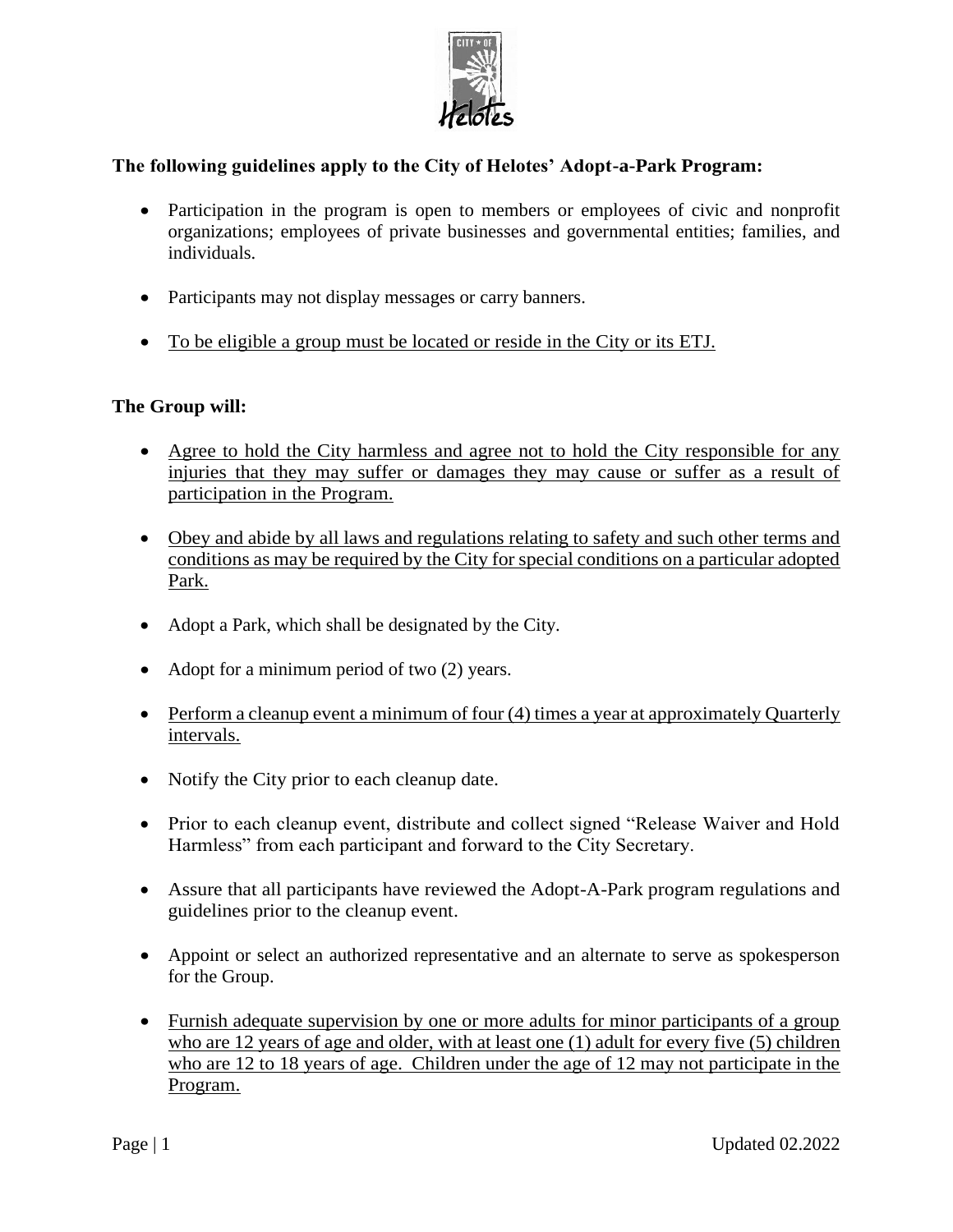**The following guidelines apply to the City of Helotes' Adopt-a-Park Program:**

- Participation in the program is open to members or employees of civic and nonprofit organizations; employees of private businesses and governmental entities; families, and individuals.
- Participants may not display messages or carry banners.
- <u>To be eligible a group must be located or reside in the City or its ETJ.</u>

**The Group will:**

- <u>Agree to hold the City harmless and agree not to hold the City responsible for any injuries that they may suffer or damages they may cause or suffer as a result of participation in the Program.</u>
- <u>Obey and abide by all laws and regulations relating to safety and such other terms and conditions as may be required by the City for special conditions on a particular adopted Park.</u>
- Adopt a Park, which shall be designated by the City.
- Adopt for a minimum period of two (2) years.
- <u>Perform a cleanup event a minimum of four (4) times a year at approximately Quarterly intervals.</u>
- Notify the City prior to each cleanup date.
- Prior to each cleanup event, distribute and collect signed "Release Waiver and Hold Harmless" from each participant and forward to the City Secretary.
- Assure that all participants have reviewed the Adopt-A-Park program regulations and guidelines prior to the cleanup event.
- Appoint or select an authorized representative and an alternate to serve as spokesperson for the Group.
- <u>Furnish adequate supervision by one or more adults for minor participants of a group who are 12 years of age and older, with at least one (1) adult for every five (5) children who are 12 to 18 years of age. Children under the age of 12 may not participate in the Program.</u>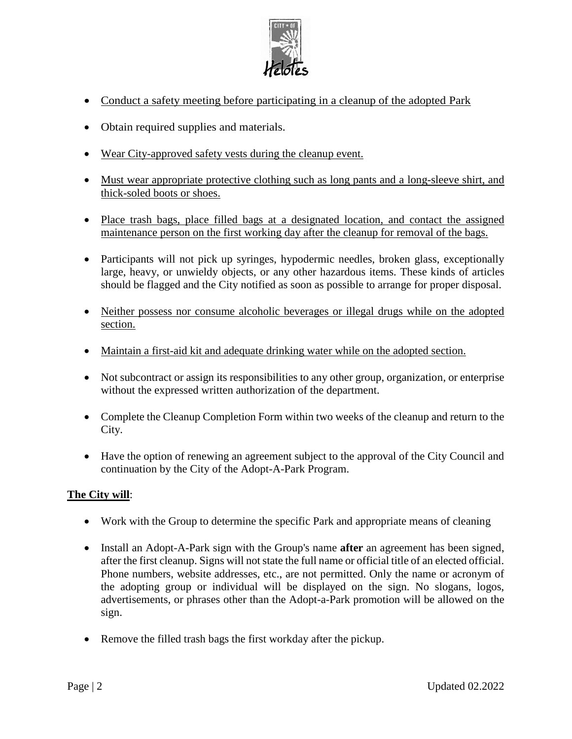- Conduct a safety meeting before participating in a cleanup of the adopted Park
- Obtain required supplies and materials.
- Wear City-approved safety vests during the cleanup event.
- Must wear appropriate protective clothing such as long pants and a long-sleeve shirt, and thick-soled boots or shoes.
- Place trash bags, place filled bags at a designated location, and contact the assigned maintenance person on the first working day after the cleanup for removal of the bags.
- Participants will not pick up syringes, hypodermic needles, broken glass, exceptionally large, heavy, or unwieldy objects, or any other hazardous items. These kinds of articles should be flagged and the City notified as soon as possible to arrange for proper disposal.
- Neither possess nor consume alcoholic beverages or illegal drugs while on the adopted section.
- Maintain a first-aid kit and adequate drinking water while on the adopted section.
- Not subcontract or assign its responsibilities to any other group, organization, or enterprise without the expressed written authorization of the department.
- Complete the Cleanup Completion Form within two weeks of the cleanup and return to the City.
- Have the option of renewing an agreement subject to the approval of the City Council and continuation by the City of the Adopt-A-Park Program.

**The City will**:

- Work with the Group to determine the specific Park and appropriate means of cleaning
- Install an Adopt-A-Park sign with the Group's name **after** an agreement has been signed, after the first cleanup. Signs will not state the full name or official title of an elected official. Phone numbers, website addresses, etc., are not permitted. Only the name or acronym of the adopting group or individual will be displayed on the sign. No slogans, logos, advertisements, or phrases other than the Adopt-a-Park promotion will be allowed on the sign.
- Remove the filled trash bags the first workday after the pickup.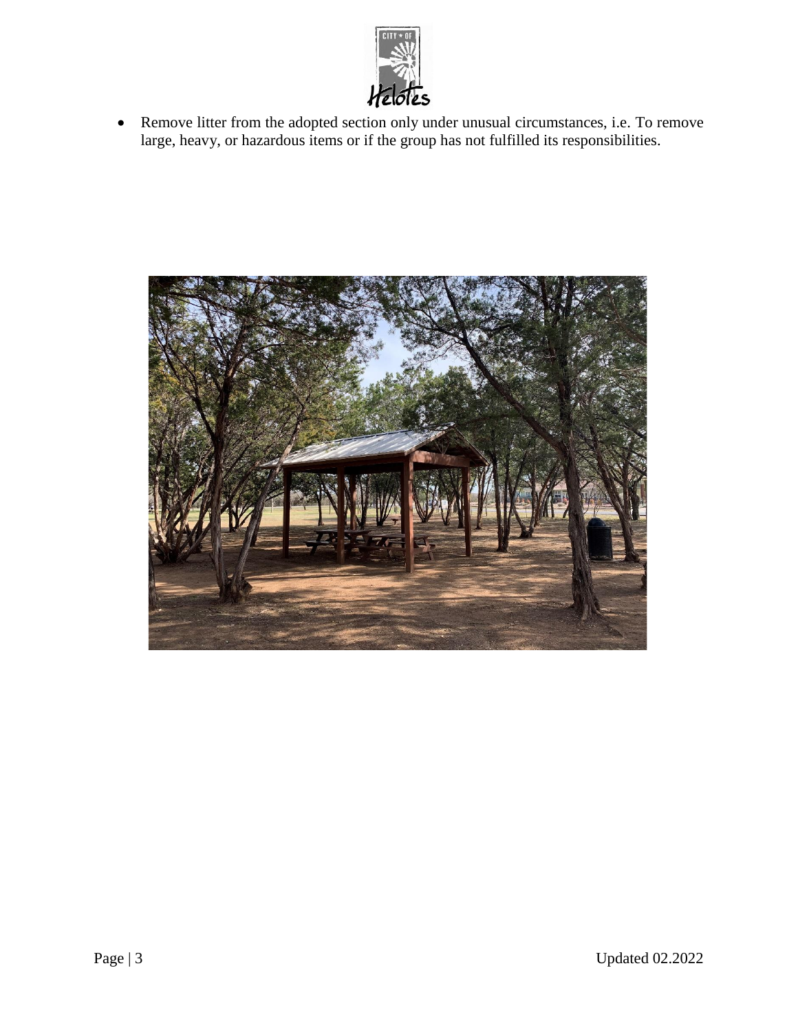- Remove litter from the adopted section only under unusual circumstances, i.e. To remove large, heavy, or hazardous items or if the group has not fulfilled its responsibilities.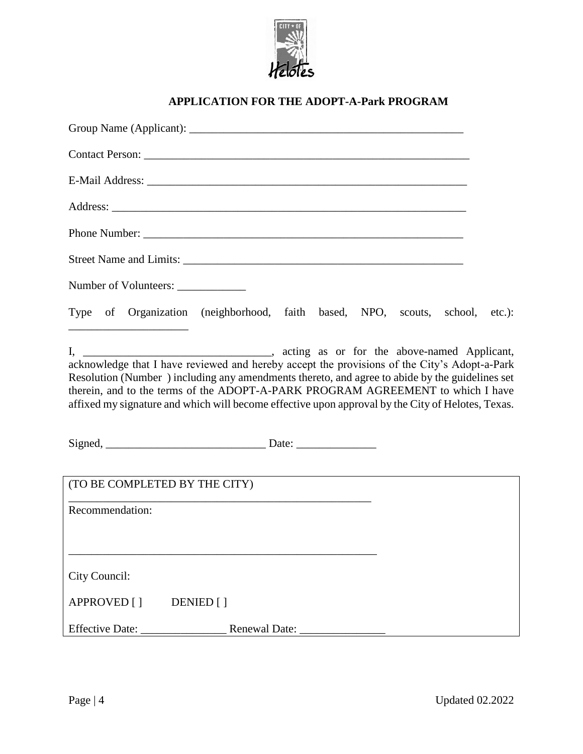## APPLICATION FOR THE ADOPT-A-Park PROGRAM

Group Name (Applicant): ________________________________________________

Contact Person: ______________________________________________________

E-Mail Address: _____________________________________________________

Address: __________________________________________________________

Phone Number: ______________________________________________________

Street Name and Limits: _______________________________________________

Number of Volunteers: ____________

Type of Organization (neighborhood, faith based, NPO, scouts, school, etc.): _____________________

I, _________________________________, acting as or for the above-named Applicant, acknowledge that I have reviewed and hereby accept the provisions of the City's Adopt-a-Park Resolution (Number ) including any amendments thereto, and agree to abide by the guidelines set therein, and to the terms of the ADOPT-A-PARK PROGRAM AGREEMENT to which I have affixed my signature and which will become effective upon approval by the City of Helotes, Texas.

Signed, ___________________________ Date: ______________

(TO BE COMPLETED BY THE CITY)

_______________________________________________________

Recommendation:

_______________________________________________________

City Council:

APPROVED [ ]     DENIED [ ]

Effective Date: _______________ Renewal Date: _______________

Updated 02.2022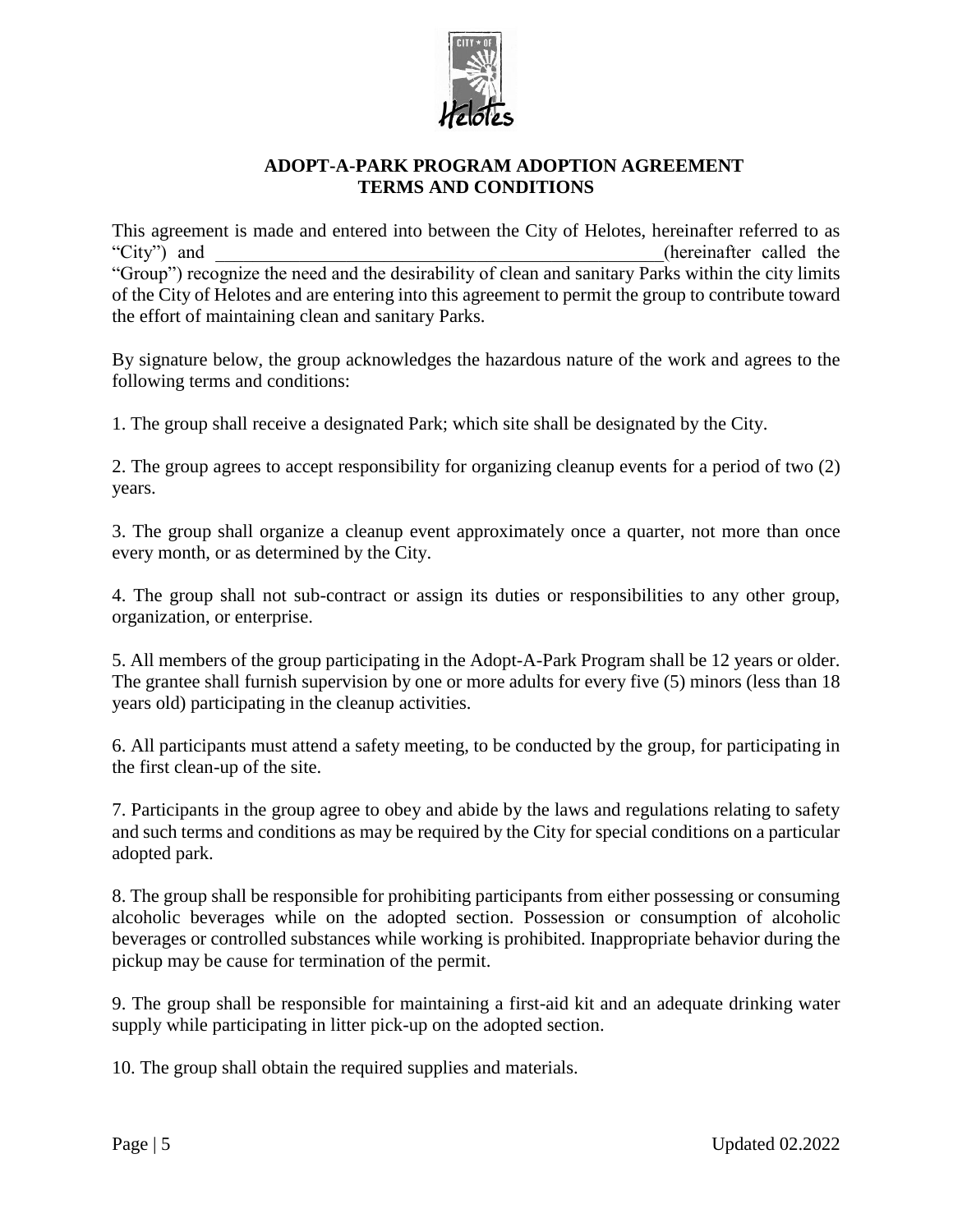# ADOPT-A-PARK PROGRAM ADOPTION AGREEMENT TERMS AND CONDITIONS

This agreement is made and entered into between the City of Helotes, hereinafter referred to as "City") and \_\_\_\_\_\_\_\_\_\_\_\_\_\_\_\_\_\_\_\_\_\_\_\_\_\_\_\_\_\_\_\_\_\_\_\_\_\_\_\_\_\_\_\_\_\_\_\_(hereinafter called the "Group") recognize the need and the desirability of clean and sanitary Parks within the city limits of the City of Helotes and are entering into this agreement to permit the group to contribute toward the effort of maintaining clean and sanitary Parks.

By signature below, the group acknowledges the hazardous nature of the work and agrees to the following terms and conditions:

1. The group shall receive a designated Park; which site shall be designated by the City.

2. The group agrees to accept responsibility for organizing cleanup events for a period of two (2) years.

3. The group shall organize a cleanup event approximately once a quarter, not more than once every month, or as determined by the City.

4. The group shall not sub-contract or assign its duties or responsibilities to any other group, organization, or enterprise.

5. All members of the group participating in the Adopt-A-Park Program shall be 12 years or older. The grantee shall furnish supervision by one or more adults for every five (5) minors (less than 18 years old) participating in the cleanup activities.

6. All participants must attend a safety meeting, to be conducted by the group, for participating in the first clean-up of the site.

7. Participants in the group agree to obey and abide by the laws and regulations relating to safety and such terms and conditions as may be required by the City for special conditions on a particular adopted park.

8. The group shall be responsible for prohibiting participants from either possessing or consuming alcoholic beverages while on the adopted section. Possession or consumption of alcoholic beverages or controlled substances while working is prohibited. Inappropriate behavior during the pickup may be cause for termination of the permit.

9. The group shall be responsible for maintaining a first-aid kit and an adequate drinking water supply while participating in litter pick-up on the adopted section.

10. The group shall obtain the required supplies and materials.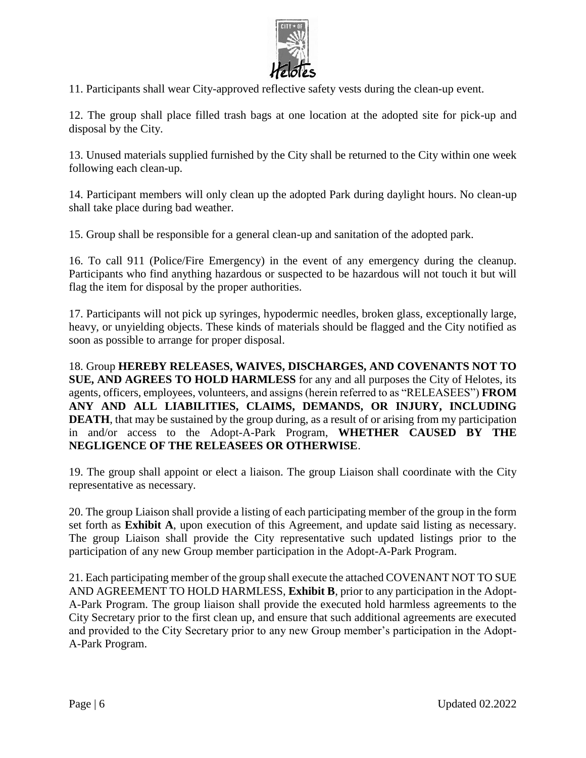11. Participants shall wear City-approved reflective safety vests during the clean-up event.

12. The group shall place filled trash bags at one location at the adopted site for pick-up and disposal by the City.

13. Unused materials supplied furnished by the City shall be returned to the City within one week following each clean-up.

14. Participant members will only clean up the adopted Park during daylight hours. No clean-up shall take place during bad weather.

15. Group shall be responsible for a general clean-up and sanitation of the adopted park.

16. To call 911 (Police/Fire Emergency) in the event of any emergency during the cleanup. Participants who find anything hazardous or suspected to be hazardous will not touch it but will flag the item for disposal by the proper authorities.

17. Participants will not pick up syringes, hypodermic needles, broken glass, exceptionally large, heavy, or unyielding objects. These kinds of materials should be flagged and the City notified as soon as possible to arrange for proper disposal.

18. Group **HEREBY RELEASES, WAIVES, DISCHARGES, AND COVENANTS NOT TO SUE, AND AGREES TO HOLD HARMLESS** for any and all purposes the City of Helotes, its agents, officers, employees, volunteers, and assigns (herein referred to as "RELEASEES") **FROM ANY AND ALL LIABILITIES, CLAIMS, DEMANDS, OR INJURY, INCLUDING DEATH**, that may be sustained by the group during, as a result of or arising from my participation in and/or access to the Adopt-A-Park Program, **WHETHER CAUSED BY THE NEGLIGENCE OF THE RELEASEES OR OTHERWISE**.

19. The group shall appoint or elect a liaison. The group Liaison shall coordinate with the City representative as necessary.

20. The group Liaison shall provide a listing of each participating member of the group in the form set forth as **Exhibit A**, upon execution of this Agreement, and update said listing as necessary. The group Liaison shall provide the City representative such updated listings prior to the participation of any new Group member participation in the Adopt-A-Park Program.

21. Each participating member of the group shall execute the attached COVENANT NOT TO SUE AND AGREEMENT TO HOLD HARMLESS, **Exhibit B**, prior to any participation in the Adopt-A-Park Program. The group liaison shall provide the executed hold harmless agreements to the City Secretary prior to the first clean up, and ensure that such additional agreements are executed and provided to the City Secretary prior to any new Group member's participation in the Adopt-A-Park Program.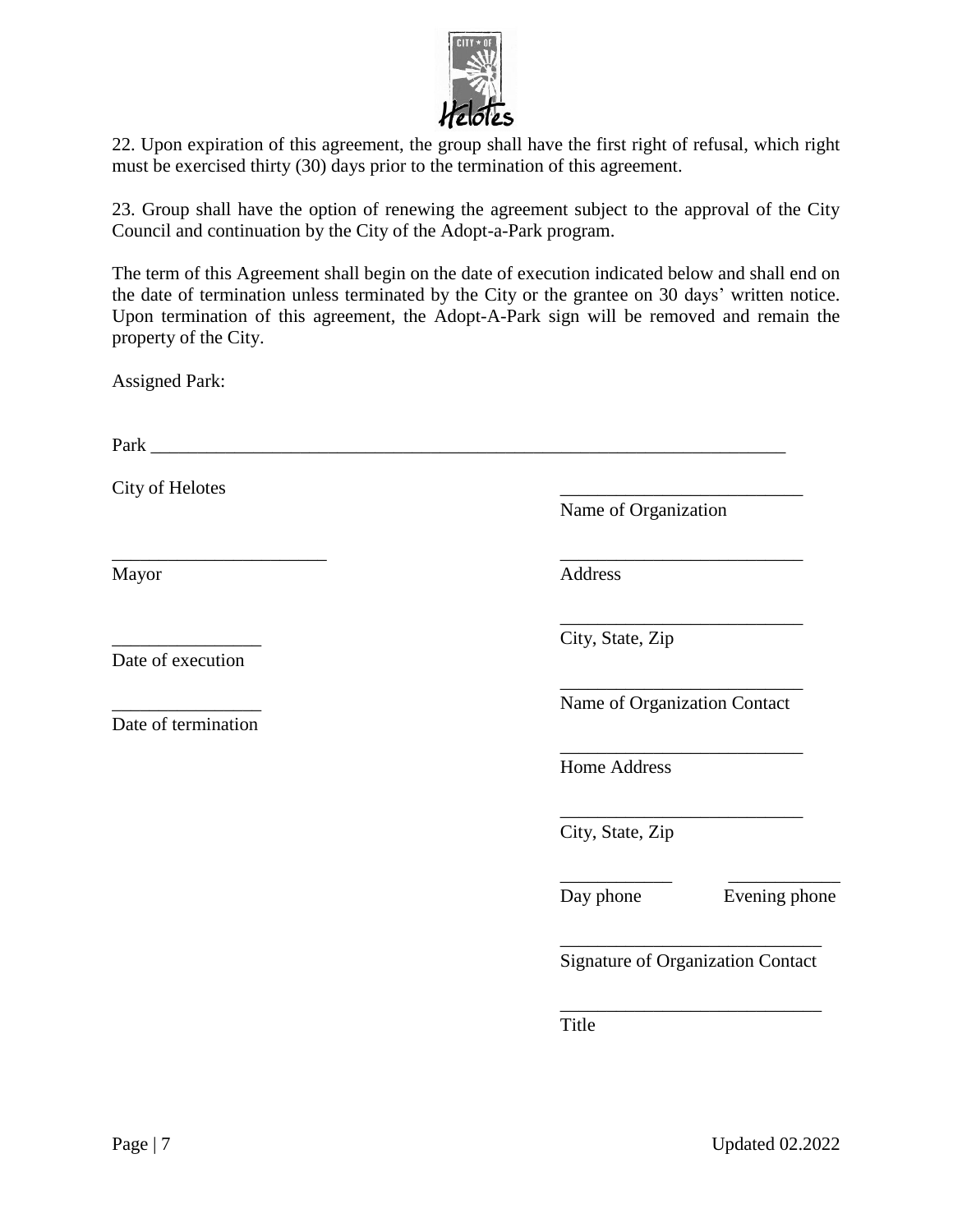22. Upon expiration of this agreement, the group shall have the first right of refusal, which right must be exercised thirty (30) days prior to the termination of this agreement.

23. Group shall have the option of renewing the agreement subject to the approval of the City Council and continuation by the City of the Adopt-a-Park program.

The term of this Agreement shall begin on the date of execution indicated below and shall end on the date of termination unless terminated by the City or the grantee on 30 days' written notice. Upon termination of this agreement, the Adopt-A-Park sign will be removed and remain the property of the City.

Assigned Park:

Park ___________________________________________________________________________

City of Helotes

___________________________
Name of Organization

________________________
Mayor

___________________________
Address

___________________________
City, State, Zip

________________
Date of execution

___________________________
Name of Organization Contact

________________
Date of termination

___________________________
Home Address

___________________________
City, State, Zip

____________ ____________
Day phone Evening phone

_____________________________
Signature of Organization Contact

_____________________________
Title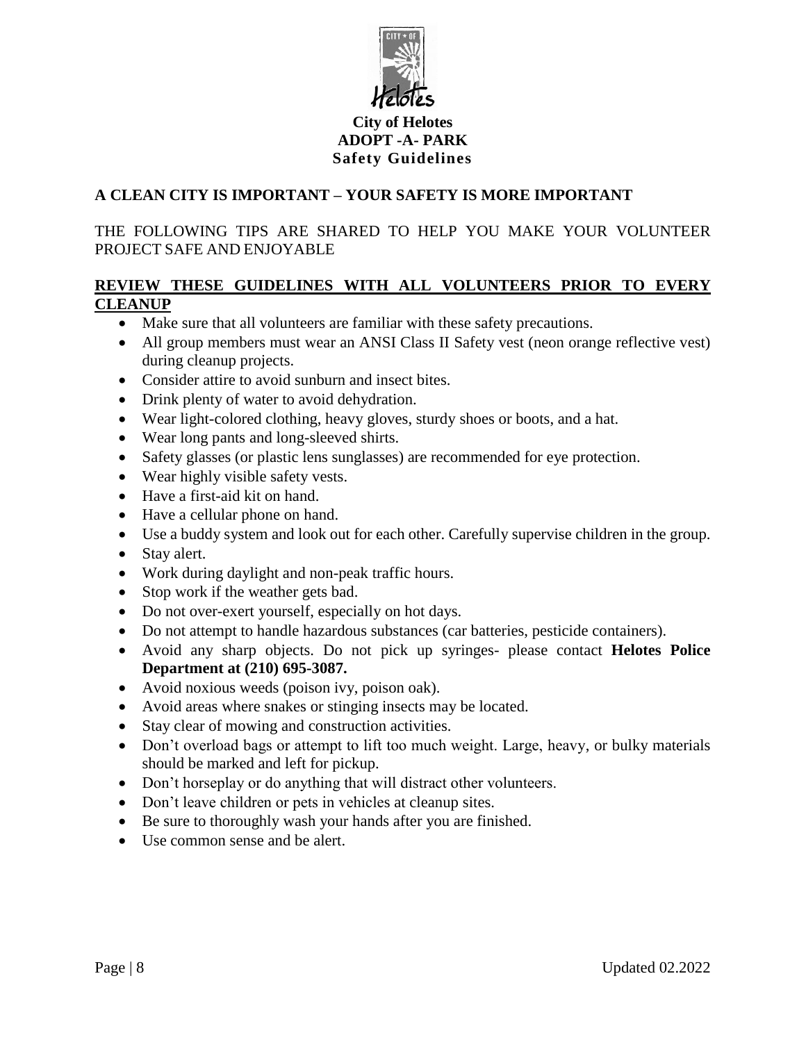**City of Helotes**
**ADOPT -A- PARK**
**Safety Guidelines**

## A CLEAN CITY IS IMPORTANT – YOUR SAFETY IS MORE IMPORTANT

THE FOLLOWING TIPS ARE SHARED TO HELP YOU MAKE YOUR VOLUNTEER PROJECT SAFE AND ENJOYABLE

### REVIEW THESE GUIDELINES WITH ALL VOLUNTEERS PRIOR TO EVERY CLEANUP

- Make sure that all volunteers are familiar with these safety precautions.
- All group members must wear an ANSI Class II Safety vest (neon orange reflective vest) during cleanup projects.
- Consider attire to avoid sunburn and insect bites.
- Drink plenty of water to avoid dehydration.
- Wear light-colored clothing, heavy gloves, sturdy shoes or boots, and a hat.
- Wear long pants and long-sleeved shirts.
- Safety glasses (or plastic lens sunglasses) are recommended for eye protection.
- Wear highly visible safety vests.
- Have a first-aid kit on hand.
- Have a cellular phone on hand.
- Use a buddy system and look out for each other. Carefully supervise children in the group.
- Stay alert.
- Work during daylight and non-peak traffic hours.
- Stop work if the weather gets bad.
- Do not over-exert yourself, especially on hot days.
- Do not attempt to handle hazardous substances (car batteries, pesticide containers).
- Avoid any sharp objects. Do not pick up syringes- please contact **Helotes Police Department at (210) 695-3087.**
- Avoid noxious weeds (poison ivy, poison oak).
- Avoid areas where snakes or stinging insects may be located.
- Stay clear of mowing and construction activities.
- Don't overload bags or attempt to lift too much weight. Large, heavy, or bulky materials should be marked and left for pickup.
- Don't horseplay or do anything that will distract other volunteers.
- Don't leave children or pets in vehicles at cleanup sites.
- Be sure to thoroughly wash your hands after you are finished.
- Use common sense and be alert.

Updated 02.2022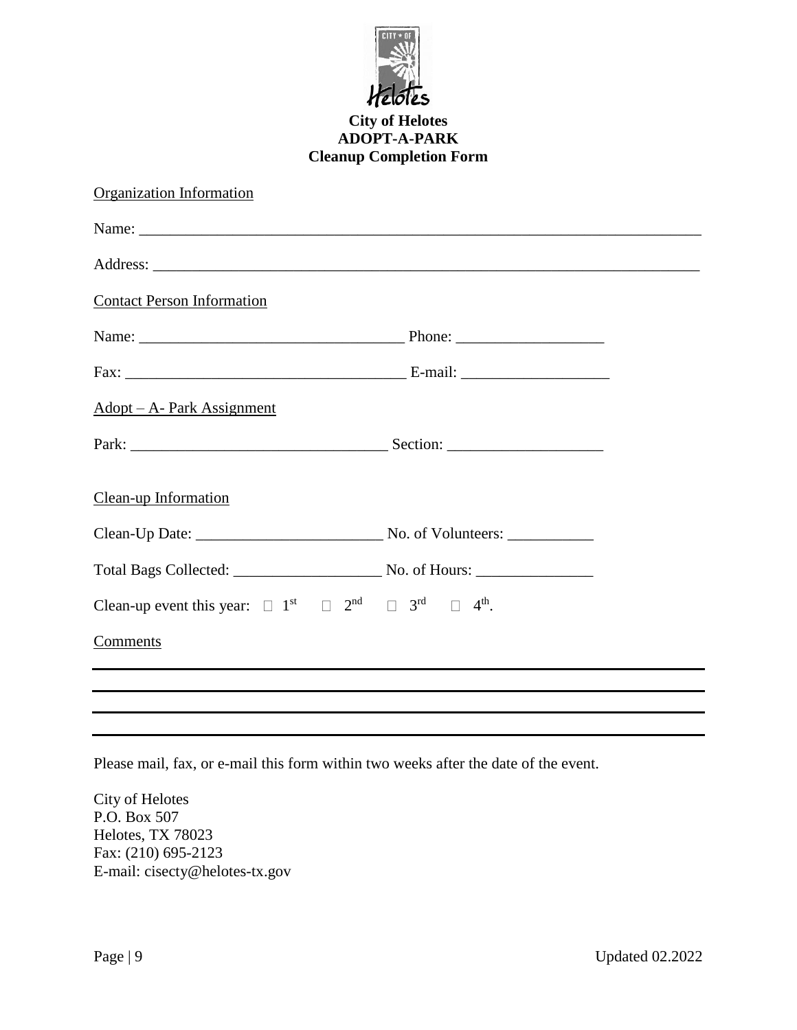# City of Helotes
## ADOPT-A-PARK
## Cleanup Completion Form

Organization Information

Name: ___________________________________________________________________________

Address: _________________________________________________________________________

Contact Person Information

Name: __________________________________ Phone: ___________________

Fax: ____________________________________ E-mail: ___________________

Adopt – A- Park Assignment

Park: ________________________________ Section: ____________________

Clean-up Information

Clean-Up Date: ________________________ No. of Volunteers: ___________

Total Bags Collected: ___________________ No. of Hours: _______________

Clean-up event this year: ☐ 1st ☐ 2nd ☐ 3rd ☐ 4th.

Comments

______________________________________________________________________________

______________________________________________________________________________

______________________________________________________________________________

______________________________________________________________________________

Please mail, fax, or e-mail this form within two weeks after the date of the event.

City of Helotes
P.O. Box 507
Helotes, TX 78023
Fax: (210) 695-2123
E-mail: cisecty@helotes-tx.gov

Updated 02.2022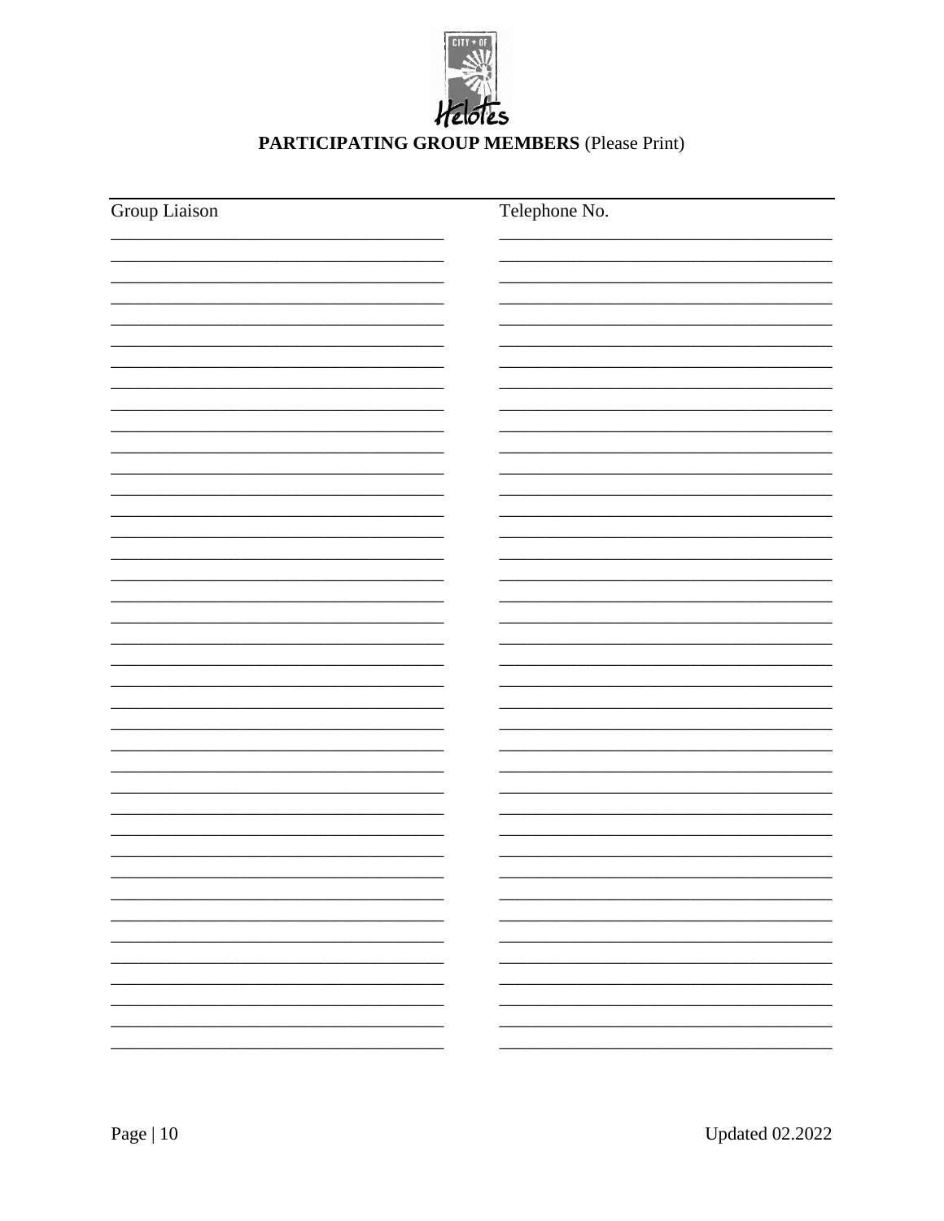# PARTICIPATING GROUP MEMBERS (Please Print)

| Group Liaison | Telephone No. |
|---|---|
| | |
| | |
| | |
| | |
| | |
| | |
| | |
| | |
| | |
| | |
| | |
| | |
| | |
| | |
| | |
| | |
| | |
| | |
| | |
| | |
| | |
| | |
| | |
| | |
| | |
| | |
| | |
| | |
| | |
| | |
| | |
| | |
| | |
| | |
| | |
| | |
| | |
| | |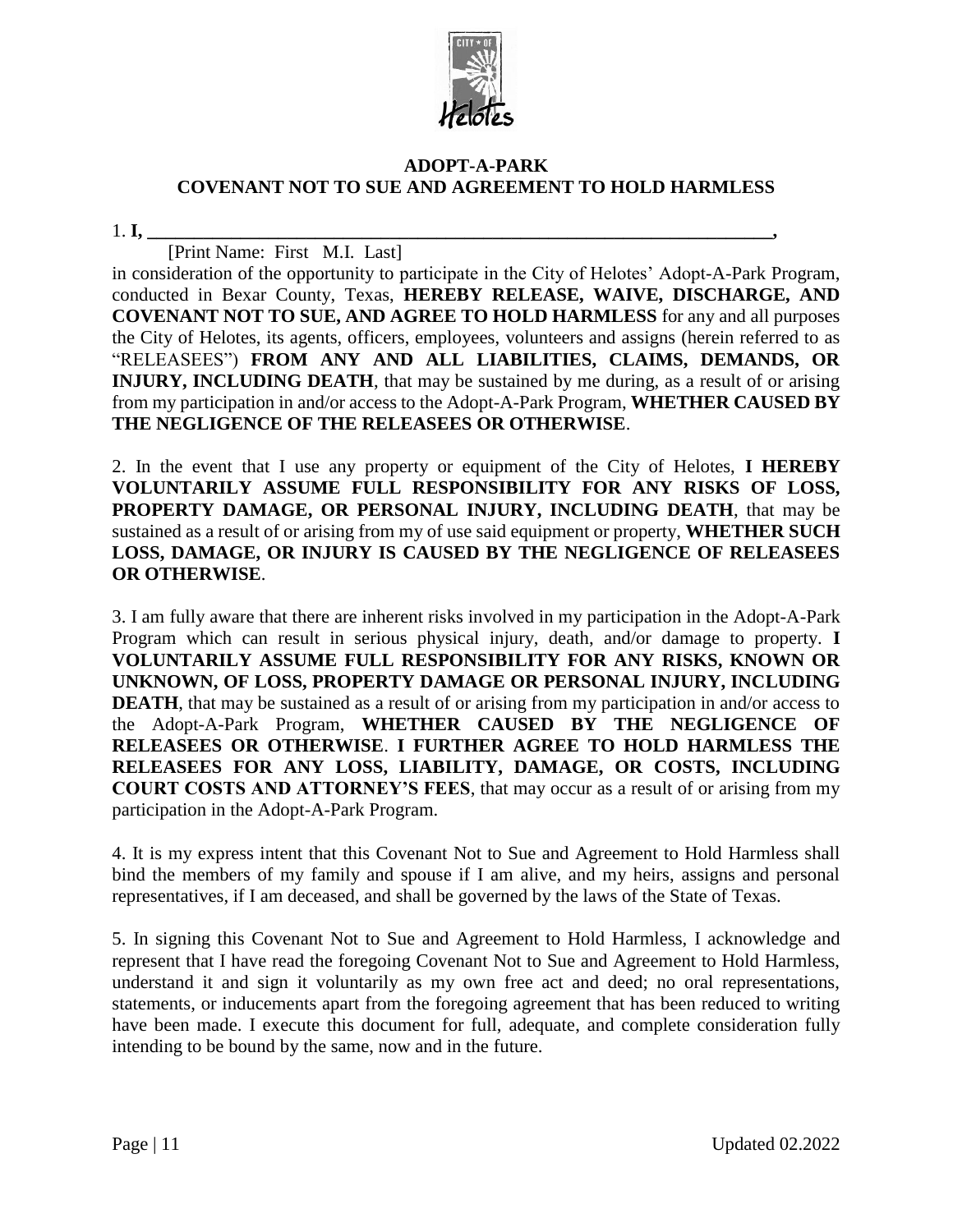# ADOPT-A-PARK
# COVENANT NOT TO SUE AND AGREEMENT TO HOLD HARMLESS

1. **I, \_\_\_\_\_\_\_\_\_\_\_\_\_\_\_\_\_\_\_\_\_\_\_\_\_\_\_\_\_\_\_\_\_\_\_\_\_\_\_\_\_\_\_\_\_\_\_\_\_\_\_\_\_\_\_\_\_\_\_\_\_\_\_\_\_\_\_\_\_\_,**

[Print Name: First M.I. Last]

in consideration of the opportunity to participate in the City of Helotes' Adopt-A-Park Program, conducted in Bexar County, Texas, **HEREBY RELEASE, WAIVE, DISCHARGE, AND COVENANT NOT TO SUE, AND AGREE TO HOLD HARMLESS** for any and all purposes the City of Helotes, its agents, officers, employees, volunteers and assigns (herein referred to as "RELEASEES") **FROM ANY AND ALL LIABILITIES, CLAIMS, DEMANDS, OR INJURY, INCLUDING DEATH**, that may be sustained by me during, as a result of or arising from my participation in and/or access to the Adopt-A-Park Program, **WHETHER CAUSED BY THE NEGLIGENCE OF THE RELEASEES OR OTHERWISE**.

2. In the event that I use any property or equipment of the City of Helotes, **I HEREBY VOLUNTARILY ASSUME FULL RESPONSIBILITY FOR ANY RISKS OF LOSS, PROPERTY DAMAGE, OR PERSONAL INJURY, INCLUDING DEATH**, that may be sustained as a result of or arising from my of use said equipment or property, **WHETHER SUCH LOSS, DAMAGE, OR INJURY IS CAUSED BY THE NEGLIGENCE OF RELEASEES OR OTHERWISE**.

3. I am fully aware that there are inherent risks involved in my participation in the Adopt-A-Park Program which can result in serious physical injury, death, and/or damage to property. **I VOLUNTARILY ASSUME FULL RESPONSIBILITY FOR ANY RISKS, KNOWN OR UNKNOWN, OF LOSS, PROPERTY DAMAGE OR PERSONAL INJURY, INCLUDING DEATH**, that may be sustained as a result of or arising from my participation in and/or access to the Adopt-A-Park Program, **WHETHER CAUSED BY THE NEGLIGENCE OF RELEASEES OR OTHERWISE**. **I FURTHER AGREE TO HOLD HARMLESS THE RELEASEES FOR ANY LOSS, LIABILITY, DAMAGE, OR COSTS, INCLUDING COURT COSTS AND ATTORNEY'S FEES**, that may occur as a result of or arising from my participation in the Adopt-A-Park Program.

4. It is my express intent that this Covenant Not to Sue and Agreement to Hold Harmless shall bind the members of my family and spouse if I am alive, and my heirs, assigns and personal representatives, if I am deceased, and shall be governed by the laws of the State of Texas.

5. In signing this Covenant Not to Sue and Agreement to Hold Harmless, I acknowledge and represent that I have read the foregoing Covenant Not to Sue and Agreement to Hold Harmless, understand it and sign it voluntarily as my own free act and deed; no oral representations, statements, or inducements apart from the foregoing agreement that has been reduced to writing have been made. I execute this document for full, adequate, and complete consideration fully intending to be bound by the same, now and in the future.

Updated 02.2022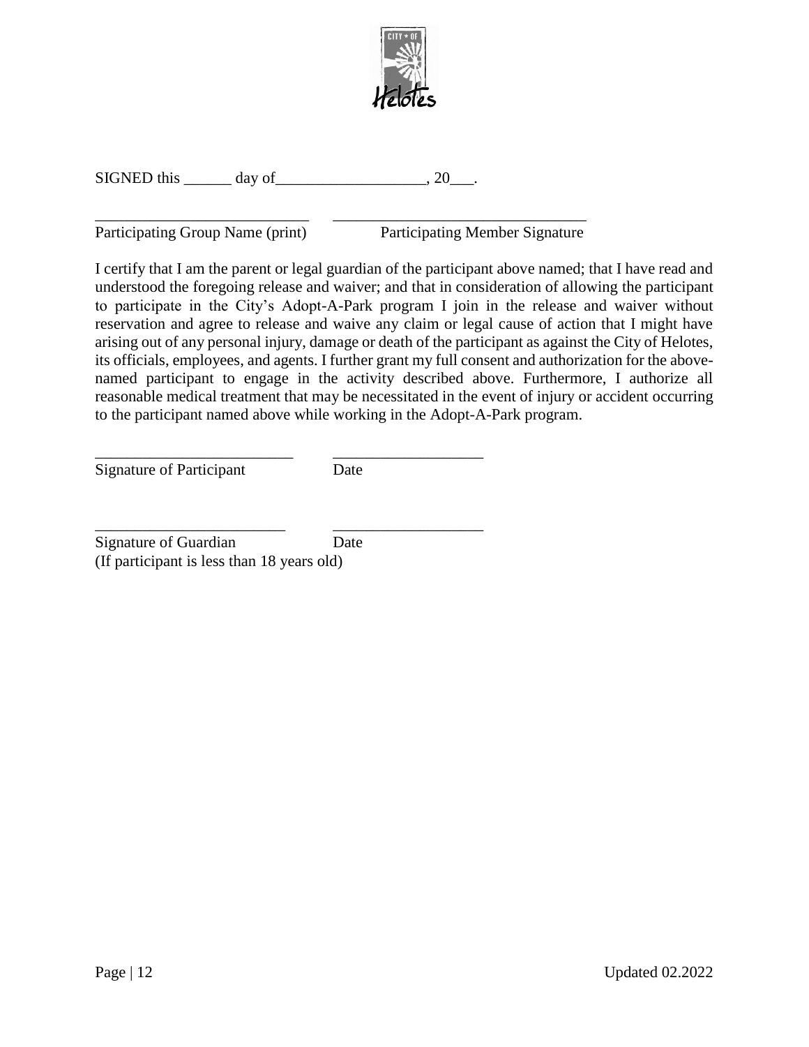SIGNED this ______ day of___________________, 20___.

____________________________ &nbsp;&nbsp;&nbsp;&nbsp; _________________________________

Participating Group Name (print) &nbsp;&nbsp;&nbsp;&nbsp; Participating Member Signature

I certify that I am the parent or legal guardian of the participant above named; that I have read and understood the foregoing release and waiver; and that in consideration of allowing the participant to participate in the City's Adopt-A-Park program I join in the release and waiver without reservation and agree to release and waive any claim or legal cause of action that I might have arising out of any personal injury, damage or death of the participant as against the City of Helotes, its officials, employees, and agents. I further grant my full consent and authorization for the above-named participant to engage in the activity described above. Furthermore, I authorize all reasonable medical treatment that may be necessitated in the event of injury or accident occurring to the participant named above while working in the Adopt-A-Park program.

__________________________ &nbsp;&nbsp;&nbsp;&nbsp; ___________________

Signature of Participant &nbsp;&nbsp;&nbsp;&nbsp; Date

_________________________ &nbsp;&nbsp;&nbsp;&nbsp; ___________________

Signature of Guardian &nbsp;&nbsp;&nbsp;&nbsp; Date

(If participant is less than 18 years old)

Updated 02.2022